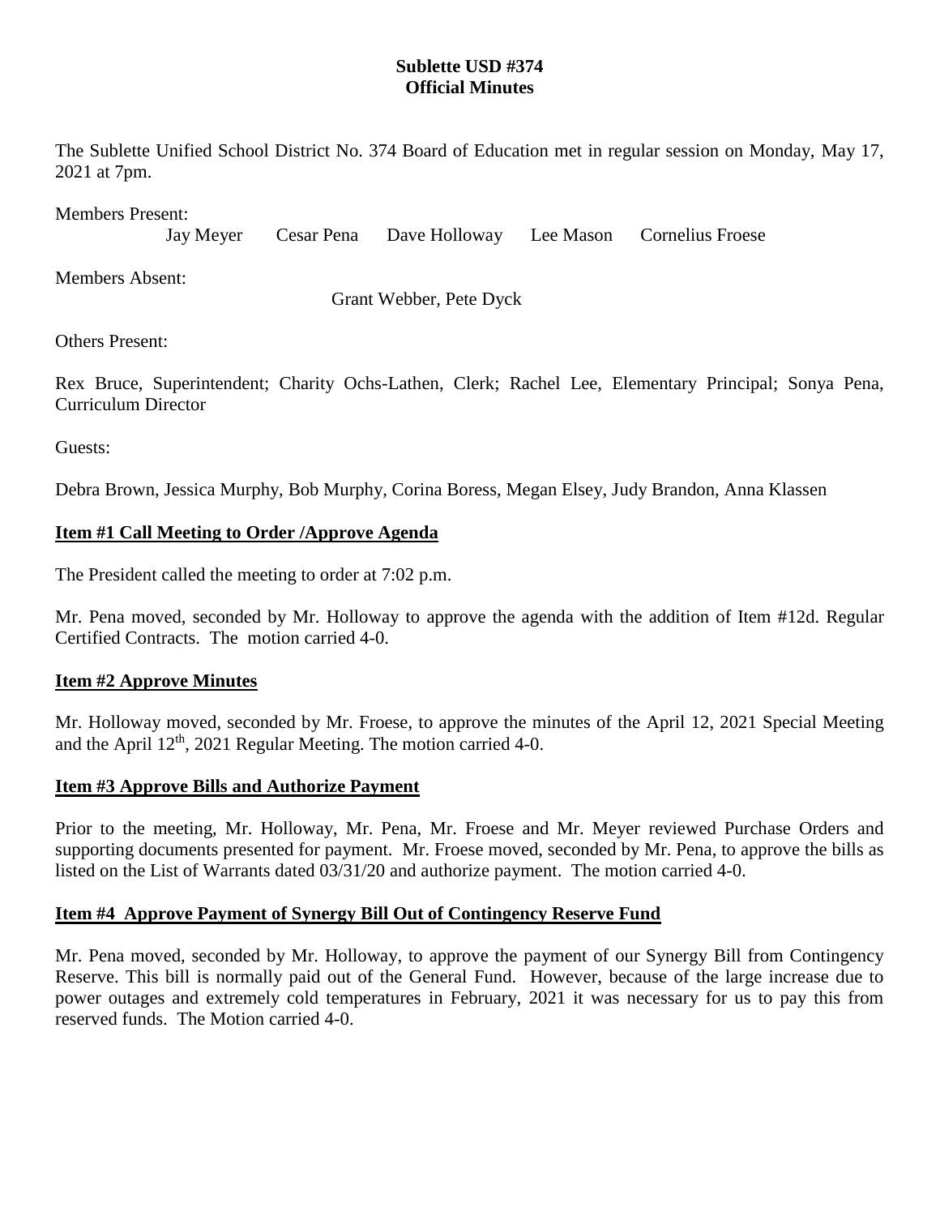**Sublette USD #374**
**Official Minutes**

The Sublette Unified School District No. 374 Board of Education met in regular session on Monday, May 17, 2021 at 7pm.

Members Present:
Jay Meyer Cesar Pena Dave Holloway Lee Mason Cornelius Froese

Members Absent:
Grant Webber, Pete Dyck

Others Present:

Rex Bruce, Superintendent; Charity Ochs-Lathen, Clerk; Rachel Lee, Elementary Principal; Sonya Pena, Curriculum Director

Guests:

Debra Brown, Jessica Murphy, Bob Murphy, Corina Boress, Megan Elsey, Judy Brandon, Anna Klassen

## Item #1 Call Meeting to Order /Approve Agenda

The President called the meeting to order at 7:02 p.m.

Mr. Pena moved, seconded by Mr. Holloway to approve the agenda with the addition of Item #12d. Regular Certified Contracts. The motion carried 4-0.

## Item #2 Approve Minutes

Mr. Holloway moved, seconded by Mr. Froese, to approve the minutes of the April 12, 2021 Special Meeting and the April 12th, 2021 Regular Meeting. The motion carried 4-0.

## Item #3 Approve Bills and Authorize Payment

Prior to the meeting, Mr. Holloway, Mr. Pena, Mr. Froese and Mr. Meyer reviewed Purchase Orders and supporting documents presented for payment. Mr. Froese moved, seconded by Mr. Pena, to approve the bills as listed on the List of Warrants dated 03/31/20 and authorize payment. The motion carried 4-0.

## Item #4 Approve Payment of Synergy Bill Out of Contingency Reserve Fund

Mr. Pena moved, seconded by Mr. Holloway, to approve the payment of our Synergy Bill from Contingency Reserve. This bill is normally paid out of the General Fund. However, because of the large increase due to power outages and extremely cold temperatures in February, 2021 it was necessary for us to pay this from reserved funds. The Motion carried 4-0.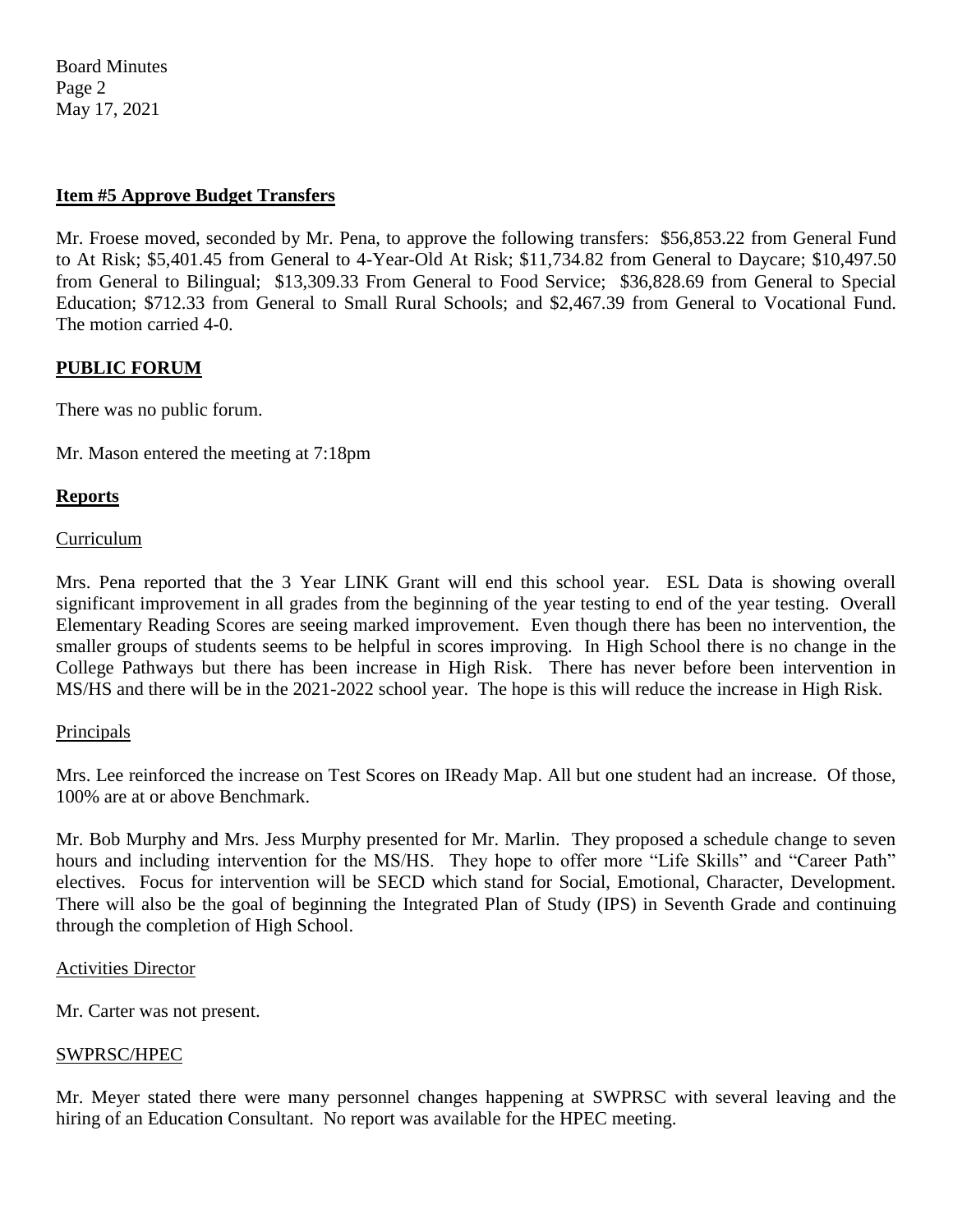**Item #5 Approve Budget Transfers**

Mr. Froese moved, seconded by Mr. Pena, to approve the following transfers: $56,853.22 from General Fund to At Risk; $5,401.45 from General to 4-Year-Old At Risk; $11,734.82 from General to Daycare; $10,497.50 from General to Bilingual; $13,309.33 From General to Food Service; $36,828.69 from General to Special Education; $712.33 from General to Small Rural Schools; and $2,467.39 from General to Vocational Fund. The motion carried 4-0.

## PUBLIC FORUM

There was no public forum.

Mr. Mason entered the meeting at 7:18pm

## Reports

### Curriculum

Mrs. Pena reported that the 3 Year LINK Grant will end this school year. ESL Data is showing overall significant improvement in all grades from the beginning of the year testing to end of the year testing. Overall Elementary Reading Scores are seeing marked improvement. Even though there has been no intervention, the smaller groups of students seems to be helpful in scores improving. In High School there is no change in the College Pathways but there has been increase in High Risk. There has never before been intervention in MS/HS and there will be in the 2021-2022 school year. The hope is this will reduce the increase in High Risk.

### Principals

Mrs. Lee reinforced the increase on Test Scores on IReady Map. All but one student had an increase. Of those, 100% are at or above Benchmark.

Mr. Bob Murphy and Mrs. Jess Murphy presented for Mr. Marlin. They proposed a schedule change to seven hours and including intervention for the MS/HS. They hope to offer more "Life Skills" and "Career Path" electives. Focus for intervention will be SECD which stand for Social, Emotional, Character, Development. There will also be the goal of beginning the Integrated Plan of Study (IPS) in Seventh Grade and continuing through the completion of High School.

### Activities Director

Mr. Carter was not present.

### SWPRSC/HPEC

Mr. Meyer stated there were many personnel changes happening at SWPRSC with several leaving and the hiring of an Education Consultant. No report was available for the HPEC meeting.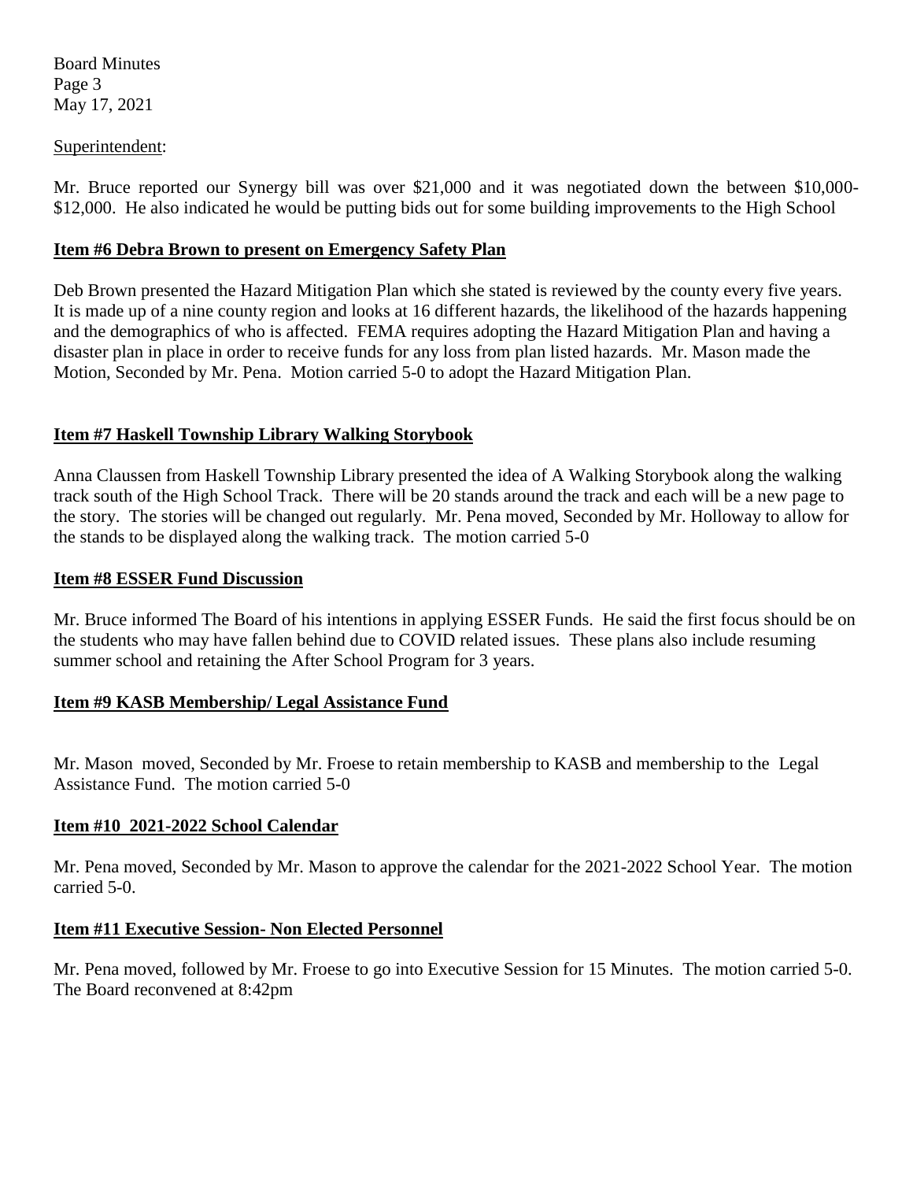Superintendent:

Mr. Bruce reported our Synergy bill was over $21,000 and it was negotiated down the between $10,000-$12,000. He also indicated he would be putting bids out for some building improvements to the High School

**Item #6 Debra Brown to present on Emergency Safety Plan**

Deb Brown presented the Hazard Mitigation Plan which she stated is reviewed by the county every five years. It is made up of a nine county region and looks at 16 different hazards, the likelihood of the hazards happening and the demographics of who is affected. FEMA requires adopting the Hazard Mitigation Plan and having a disaster plan in place in order to receive funds for any loss from plan listed hazards. Mr. Mason made the Motion, Seconded by Mr. Pena. Motion carried 5-0 to adopt the Hazard Mitigation Plan.

**Item #7 Haskell Township Library Walking Storybook**

Anna Claussen from Haskell Township Library presented the idea of A Walking Storybook along the walking track south of the High School Track. There will be 20 stands around the track and each will be a new page to the story. The stories will be changed out regularly. Mr. Pena moved, Seconded by Mr. Holloway to allow for the stands to be displayed along the walking track. The motion carried 5-0

**Item #8 ESSER Fund Discussion**

Mr. Bruce informed The Board of his intentions in applying ESSER Funds. He said the first focus should be on the students who may have fallen behind due to COVID related issues. These plans also include resuming summer school and retaining the After School Program for 3 years.

**Item #9 KASB Membership/ Legal Assistance Fund**

Mr. Mason moved, Seconded by Mr. Froese to retain membership to KASB and membership to the Legal Assistance Fund. The motion carried 5-0

**Item #10 2021-2022 School Calendar**

Mr. Pena moved, Seconded by Mr. Mason to approve the calendar for the 2021-2022 School Year. The motion carried 5-0.

**Item #11 Executive Session- Non Elected Personnel**

Mr. Pena moved, followed by Mr. Froese to go into Executive Session for 15 Minutes. The motion carried 5-0. The Board reconvened at 8:42pm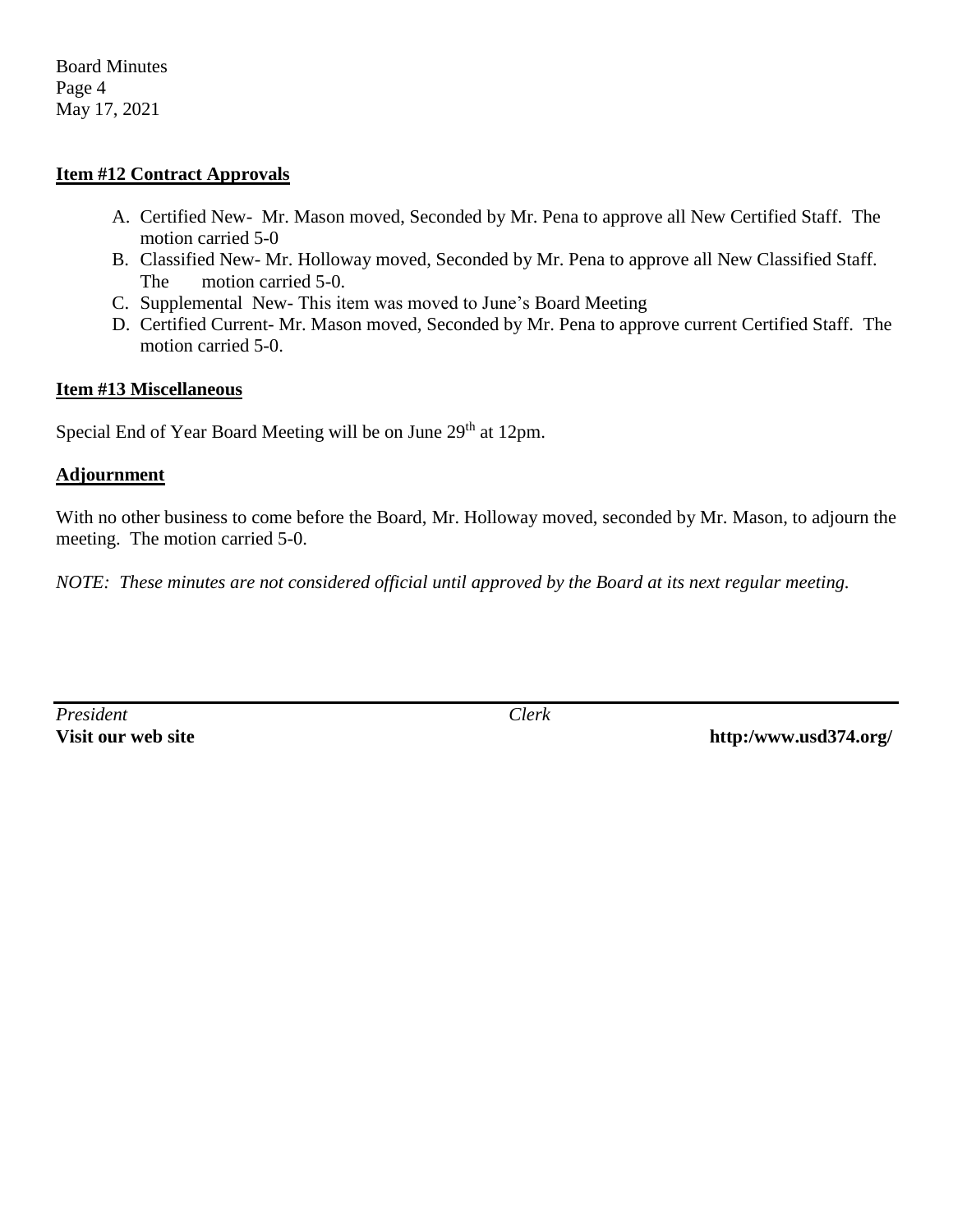## Item #12 Contract Approvals

A. Certified New- Mr. Mason moved, Seconded by Mr. Pena to approve all New Certified Staff. The motion carried 5-0
B. Classified New- Mr. Holloway moved, Seconded by Mr. Pena to approve all New Classified Staff. The motion carried 5-0.
C. Supplemental New- This item was moved to June's Board Meeting
D. Certified Current- Mr. Mason moved, Seconded by Mr. Pena to approve current Certified Staff. The motion carried 5-0.

## Item #13 Miscellaneous

Special End of Year Board Meeting will be on June 29th at 12pm.

## Adjournment

With no other business to come before the Board, Mr. Holloway moved, seconded by Mr. Mason, to adjourn the meeting. The motion carried 5-0.

*NOTE: These minutes are not considered official until approved by the Board at its next regular meeting.*

*President* *Clerk*

**Visit our web site** **http:/www.usd374.org/**